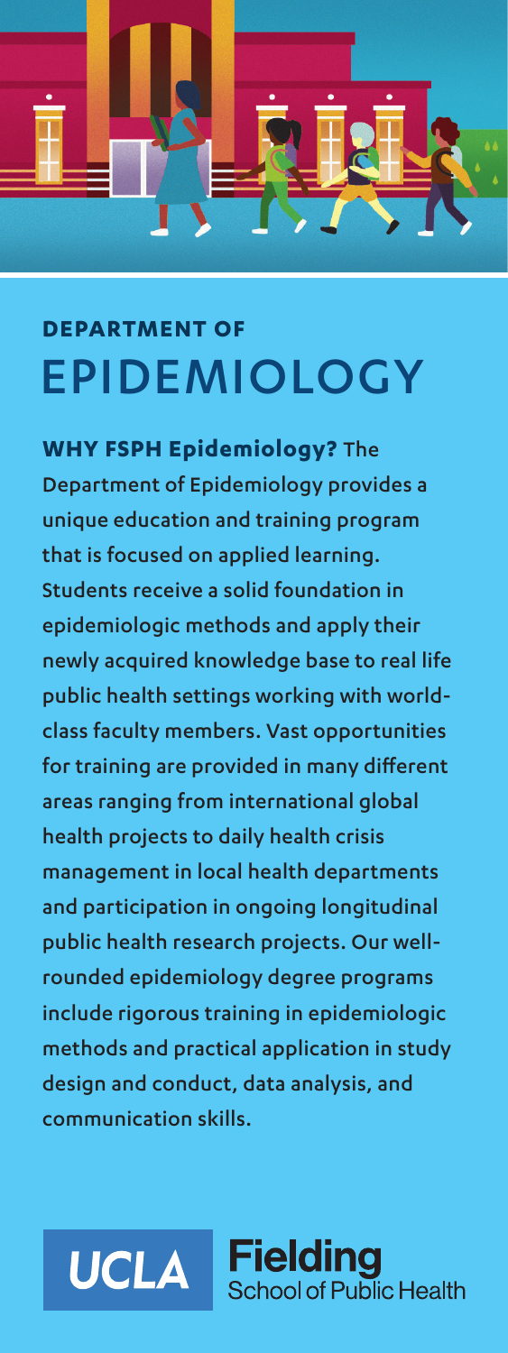**DEPARTMENT OF**

# EPIDEMIOLOGY

**WHY FSPH Epidemiology?** The Department of Epidemiology provides a unique education and training program that is focused on applied learning. Students receive a solid foundation in epidemiologic methods and apply their newly acquired knowledge base to real life public health settings working with world-class faculty members. Vast opportunities for training are provided in many different areas ranging from international global health projects to daily health crisis management in local health departments and participation in ongoing longitudinal public health research projects. Our well-rounded epidemiology degree programs include rigorous training in epidemiologic methods and practical application in study design and conduct, data analysis, and communication skills.

UCLA Fielding School of Public Health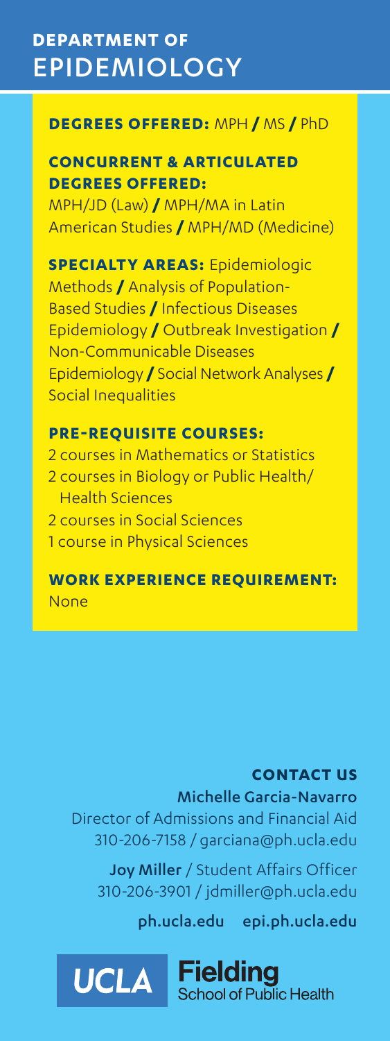# DEPARTMENT OF EPIDEMIOLOGY

**DEGREES OFFERED:** MPH / MS / PhD

**CONCURRENT & ARTICULATED DEGREES OFFERED:**
MPH/JD (Law) / MPH/MA in Latin American Studies / MPH/MD (Medicine)

**SPECIALTY AREAS:** Epidemiologic Methods / Analysis of Population-Based Studies / Infectious Diseases Epidemiology / Outbreak Investigation / Non-Communicable Diseases Epidemiology / Social Network Analyses / Social Inequalities

**PRE-REQUISITE COURSES:**

- 2 courses in Mathematics or Statistics
- 2 courses in Biology or Public Health/ Health Sciences
- 2 courses in Social Sciences
- 1 course in Physical Sciences

**WORK EXPERIENCE REQUIREMENT:**
None

**CONTACT US**

**Michelle Garcia-Navarro**
Director of Admissions and Financial Aid
310-206-7158 / garciana@ph.ucla.edu

**Joy Miller** / Student Affairs Officer
310-206-3901 / jdmiller@ph.ucla.edu

**ph.ucla.edu** **epi.ph.ucla.edu**

UCLA Fielding School of Public Health